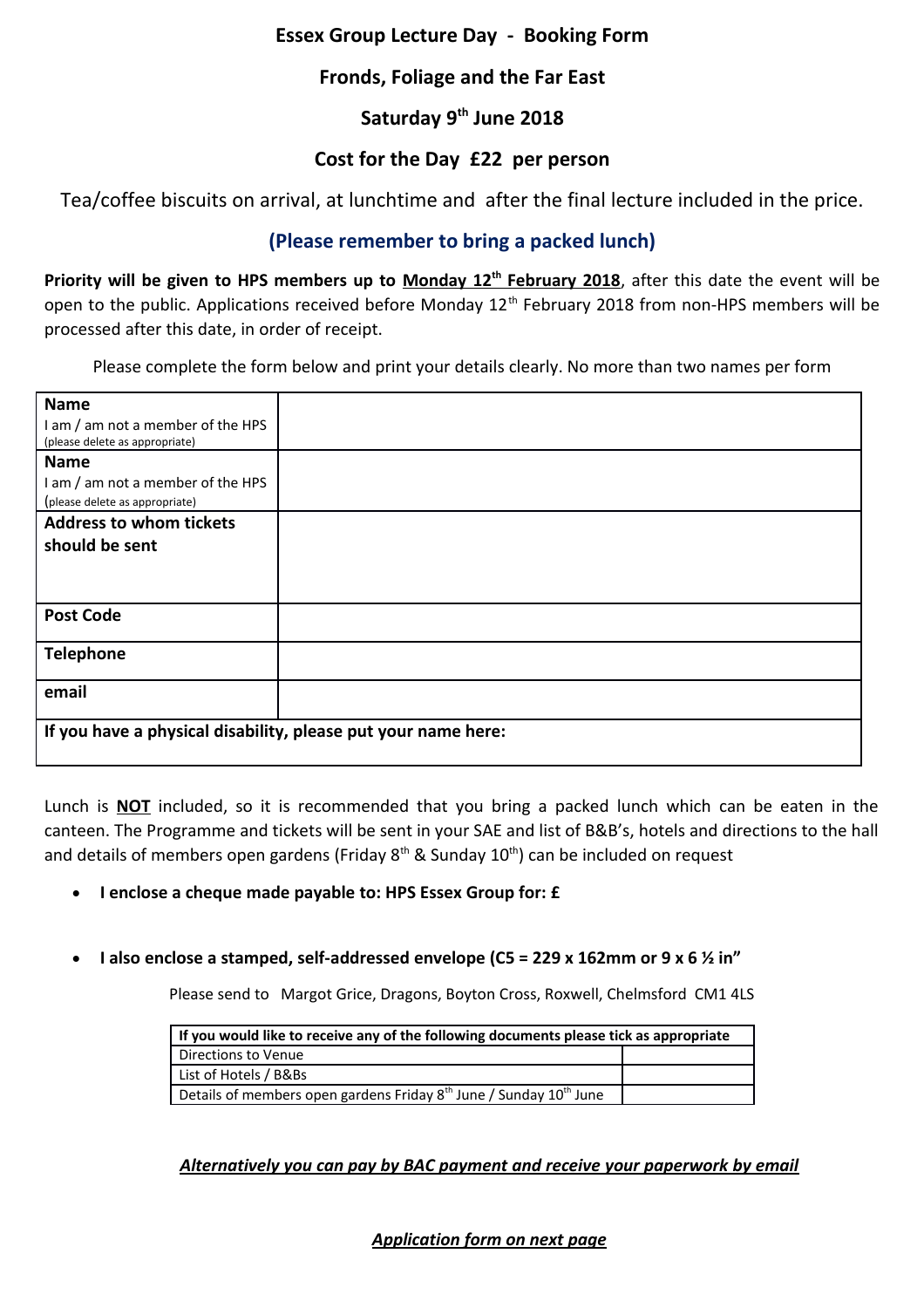# Essex Group Lecture Day - Booking Form

## Fronds, Foliage and the Far East

## Saturday 9th June 2018

## Cost for the Day £22 per person

Tea/coffee biscuits on arrival, at lunchtime and after the final lecture included in the price.

**(Please remember to bring a packed lunch)**

**Priority will be given to HPS members up to <u>Monday 12th February 2018</u>**, after this date the event will be open to the public. Applications received before Monday 12th February 2018 from non-HPS members will be processed after this date, in order of receipt.

Please complete the form below and print your details clearly. No more than two names per form

| | |
|---|---|
| **Name**<br>I am / am not a member of the HPS<br>(please delete as appropriate) | |
| **Name**<br>I am / am not a member of the HPS<br>(please delete as appropriate) | |
| **Address to whom tickets should be sent** | |
| **Post Code** | |
| **Telephone** | |
| **email** | |
| **If you have a physical disability, please put your name here:** | |

Lunch is **<u>NOT</u>** included, so it is recommended that you bring a packed lunch which can be eaten in the canteen. The Programme and tickets will be sent in your SAE and list of B&B's, hotels and directions to the hall and details of members open gardens (Friday 8th & Sunday 10th) can be included on request

- **I enclose a cheque made payable to: HPS Essex Group for: £**
- **I also enclose a stamped, self-addressed envelope (C5 = 229 x 162mm or 9 x 6 ½ in"**

Please send to Margot Grice, Dragons, Boyton Cross, Roxwell, Chelmsford CM1 4LS

| **If you would like to receive any of the following documents please tick as appropriate** | |
|---|---|
| Directions to Venue | |
| List of Hotels / B&Bs | |
| Details of members open gardens Friday 8th June / Sunday 10th June | |

***<u>Alternatively you can pay by BAC payment and receive your paperwork by email</u>***

***<u>Application form on next page</u>***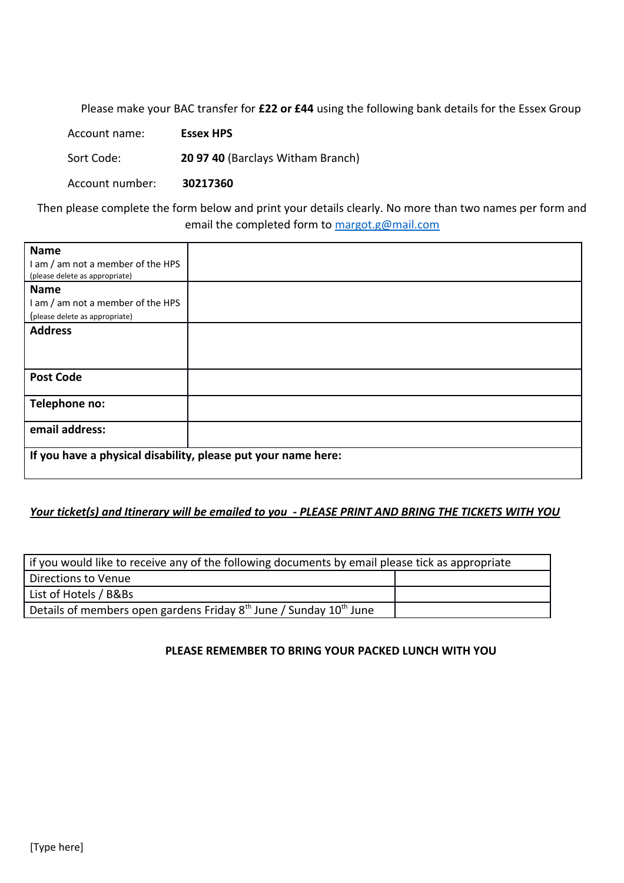Please make your BAC transfer for **£22 or £44** using the following bank details for the Essex Group

Account name: **Essex HPS**

Sort Code: **20 97 40** (Barclays Witham Branch)

Account number: **30217360**

Then please complete the form below and print your details clearly. No more than two names per form and email the completed form to margot.g@mail.com

| | |
|---|---|
| **Name**<br>I am / am not a member of the HPS<br>(please delete as appropriate) | |
| **Name**<br>I am / am not a member of the HPS<br>(please delete as appropriate) | |
| **Address** | |
| **Post Code** | |
| **Telephone no:** | |
| **email address:** | |
| **If you have a physical disability, please put your name here:** | |

***Your ticket(s) and Itinerary will be emailed to you - PLEASE PRINT AND BRING THE TICKETS WITH YOU***

| if you would like to receive any of the following documents by email please tick as appropriate | |
|---|---|
| Directions to Venue | |
| List of Hotels / B&Bs | |
| Details of members open gardens Friday 8th June / Sunday 10th June | |

**PLEASE REMEMBER TO BRING YOUR PACKED LUNCH WITH YOU**